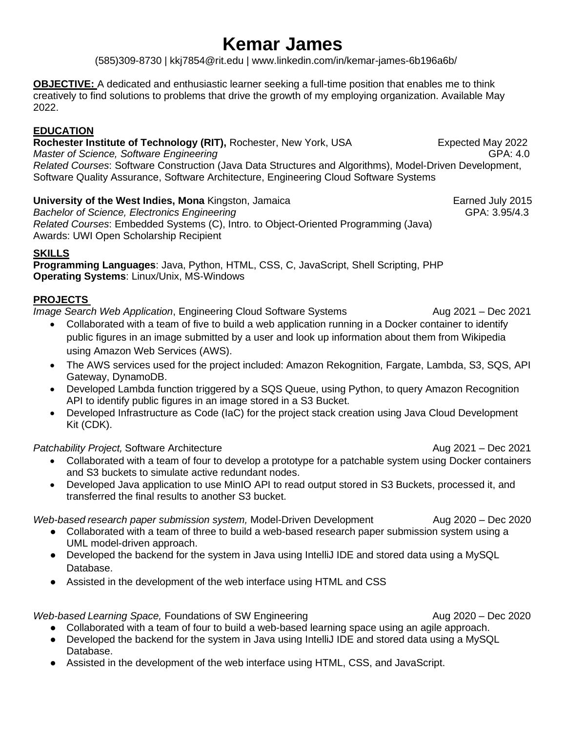# Kemar James

(585)309-8730 | kkj7854@rit.edu | www.linkedin.com/in/kemar-james-6b196a6b/

**OBJECTIVE:** A dedicated and enthusiastic learner seeking a full-time position that enables me to think creatively to find solutions to problems that drive the growth of my employing organization. Available May 2022.

## EDUCATION

**Rochester Institute of Technology (RIT),** Rochester, New York, USA — Expected May 2022
*Master of Science, Software Engineering* — GPA: 4.0
*Related Courses*: Software Construction (Java Data Structures and Algorithms), Model-Driven Development, Software Quality Assurance, Software Architecture, Engineering Cloud Software Systems

**University of the West Indies, Mona** Kingston, Jamaica — Earned July 2015
*Bachelor of Science, Electronics Engineering* — GPA: 3.95/4.3
*Related Courses*: Embedded Systems (C), Intro. to Object-Oriented Programming (Java)
Awards: UWI Open Scholarship Recipient

## SKILLS

**Programming Languages**: Java, Python, HTML, CSS, C, JavaScript, Shell Scripting, PHP
**Operating Systems**: Linux/Unix, MS-Windows

## PROJECTS

*Image Search Web Application*, Engineering Cloud Software Systems — Aug 2021 – Dec 2021

- Collaborated with a team of five to build a web application running in a Docker container to identify public figures in an image submitted by a user and look up information about them from Wikipedia using Amazon Web Services (AWS).
- The AWS services used for the project included: Amazon Rekognition, Fargate, Lambda, S3, SQS, API Gateway, DynamoDB.
- Developed Lambda function triggered by a SQS Queue, using Python, to query Amazon Recognition API to identify public figures in an image stored in a S3 Bucket.
- Developed Infrastructure as Code (IaC) for the project stack creation using Java Cloud Development Kit (CDK).

*Patchability Project,* Software Architecture — Aug 2021 – Dec 2021

- Collaborated with a team of four to develop a prototype for a patchable system using Docker containers and S3 buckets to simulate active redundant nodes.
- Developed Java application to use MinIO API to read output stored in S3 Buckets, processed it, and transferred the final results to another S3 bucket.

*Web-based research paper submission system,* Model-Driven Development — Aug 2020 – Dec 2020

- Collaborated with a team of three to build a web-based research paper submission system using a UML model-driven approach.
- Developed the backend for the system in Java using IntelliJ IDE and stored data using a MySQL Database.
- Assisted in the development of the web interface using HTML and CSS

*Web-based Learning Space,* Foundations of SW Engineering — Aug 2020 – Dec 2020

- Collaborated with a team of four to build a web-based learning space using an agile approach.
- Developed the backend for the system in Java using IntelliJ IDE and stored data using a MySQL Database.
- Assisted in the development of the web interface using HTML, CSS, and JavaScript.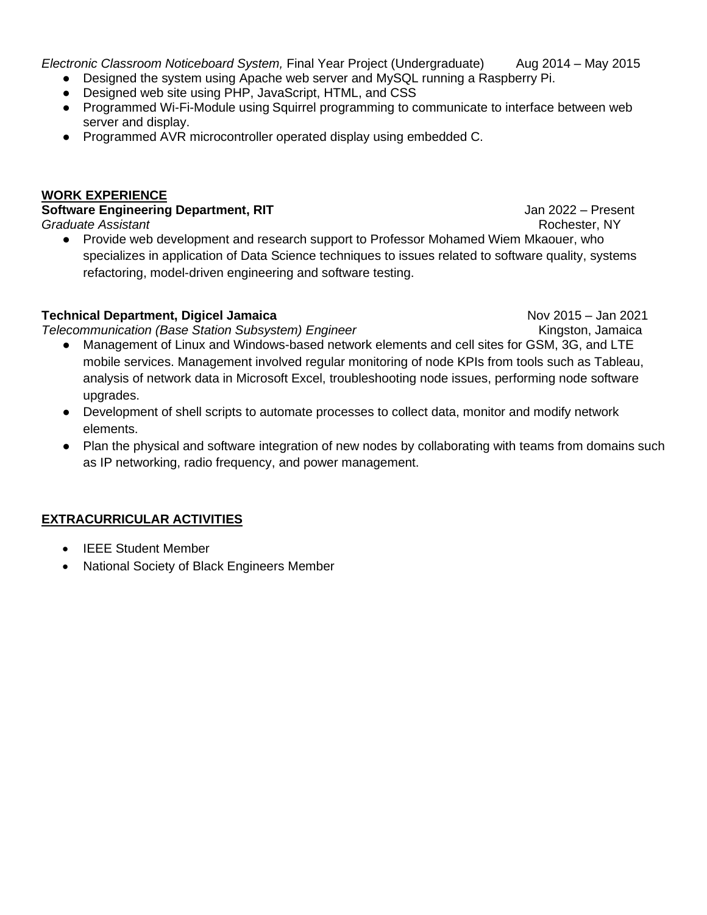*Electronic Classroom Noticeboard System,* Final Year Project (Undergraduate) Aug 2014 – May 2015

- Designed the system using Apache web server and MySQL running a Raspberry Pi.
- Designed web site using PHP, JavaScript, HTML, and CSS
- Programmed Wi-Fi-Module using Squirrel programming to communicate to interface between web server and display.
- Programmed AVR microcontroller operated display using embedded C.

## WORK EXPERIENCE

**Software Engineering Department, RIT** Jan 2022 – Present
*Graduate Assistant* Rochester, NY

- Provide web development and research support to Professor Mohamed Wiem Mkaouer, who specializes in application of Data Science techniques to issues related to software quality, systems refactoring, model-driven engineering and software testing.

**Technical Department, Digicel Jamaica** Nov 2015 – Jan 2021
*Telecommunication (Base Station Subsystem) Engineer* Kingston, Jamaica

- Management of Linux and Windows-based network elements and cell sites for GSM, 3G, and LTE mobile services. Management involved regular monitoring of node KPIs from tools such as Tableau, analysis of network data in Microsoft Excel, troubleshooting node issues, performing node software upgrades.
- Development of shell scripts to automate processes to collect data, monitor and modify network elements.
- Plan the physical and software integration of new nodes by collaborating with teams from domains such as IP networking, radio frequency, and power management.

## EXTRACURRICULAR ACTIVITIES

- IEEE Student Member
- National Society of Black Engineers Member